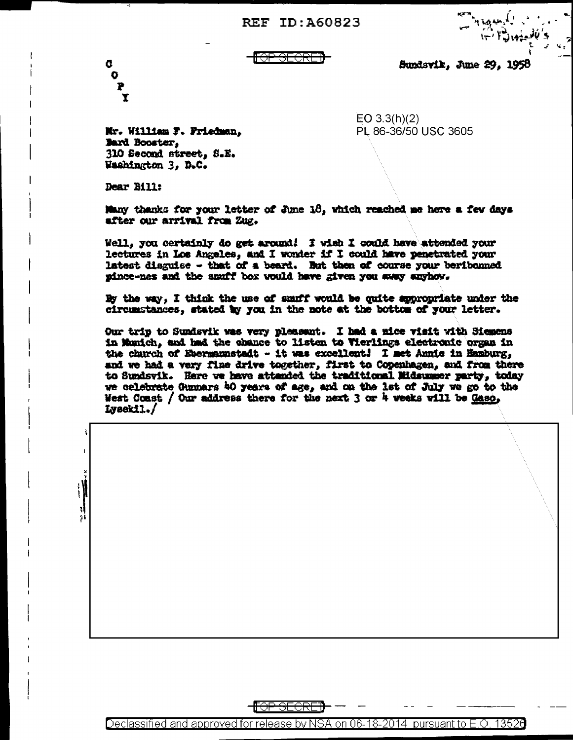REF ID:A60823

TOP SECRET

Sundsvik, June 29, 1958

C
O
P
Y

EO 3.3(h)(2)
PL 86-36/50 USC 3605

Mr. William F. Friedman,
Bard Booster,
310 Second street, S.E.
Washington 3, D.C.

Dear Bill:

Many thanks for your letter of June 18, which reached me here a few days after our arrival from Zug.

Well, you certainly do get around! I wish I could have attended your lectures in Los Angeles, and I wonder if I could have penetrated your latest disguise - that of a beard. But then of course your beribboned pince-nez and the snuff box would have given you away anyhow.

By the way, I think the use of snuff would be quite appropriate under the circumstances, stated by you in the note at the bottom of your letter.

Our trip to Sundsvik was very pleasant. I had a nice visit with Siemens in Munich, and had the chance to listen to Vierlings electronic organ in the church of Ebermannstadt - it was excellent! I met Annie in Hamburg, and we had a very fine drive together, first to Copenhagen, and from there to Sundsvik. Here we have attended the traditional Midsummer party, today we celebrate Gunnars 40 years of age, and on the 1st of July we go to the West Coast / Our address there for the next 3 or 4 weeks will be Gaso, Lysekil./

TOP SECRET

Declassified and approved for release by NSA on 06-18-2014 pursuant to E.O. 13526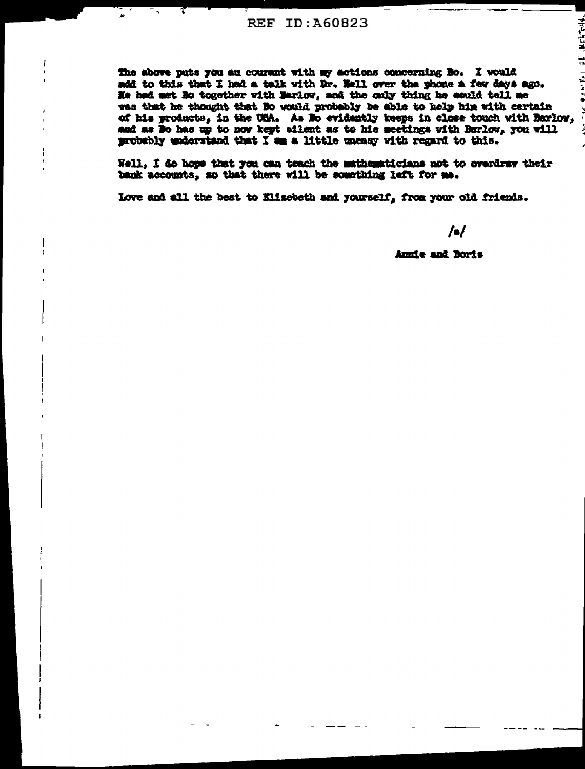The above puts you au courant with my actions concerning Bo. I would add to this that I had a talk with Dr. Nell over the phone a few days ago. He had met Bo together with Barlow, and the only thing he could tell me was that he thought that Bo would probably be able to help him with certain of his products, in the USA. As Bo evidently keeps in close touch with Barlow, and as Bo has up to now kept silent as to his meetings with Barlow, you will probably understand that I am a little uneasy with regard to this.

Well, I do hope that you can teach the mathematicians not to overdraw their bank accounts, so that there will be something left for me.

Love and all the best to Elizebeth and yourself, from your old friends.

/s/

Annie and Boris